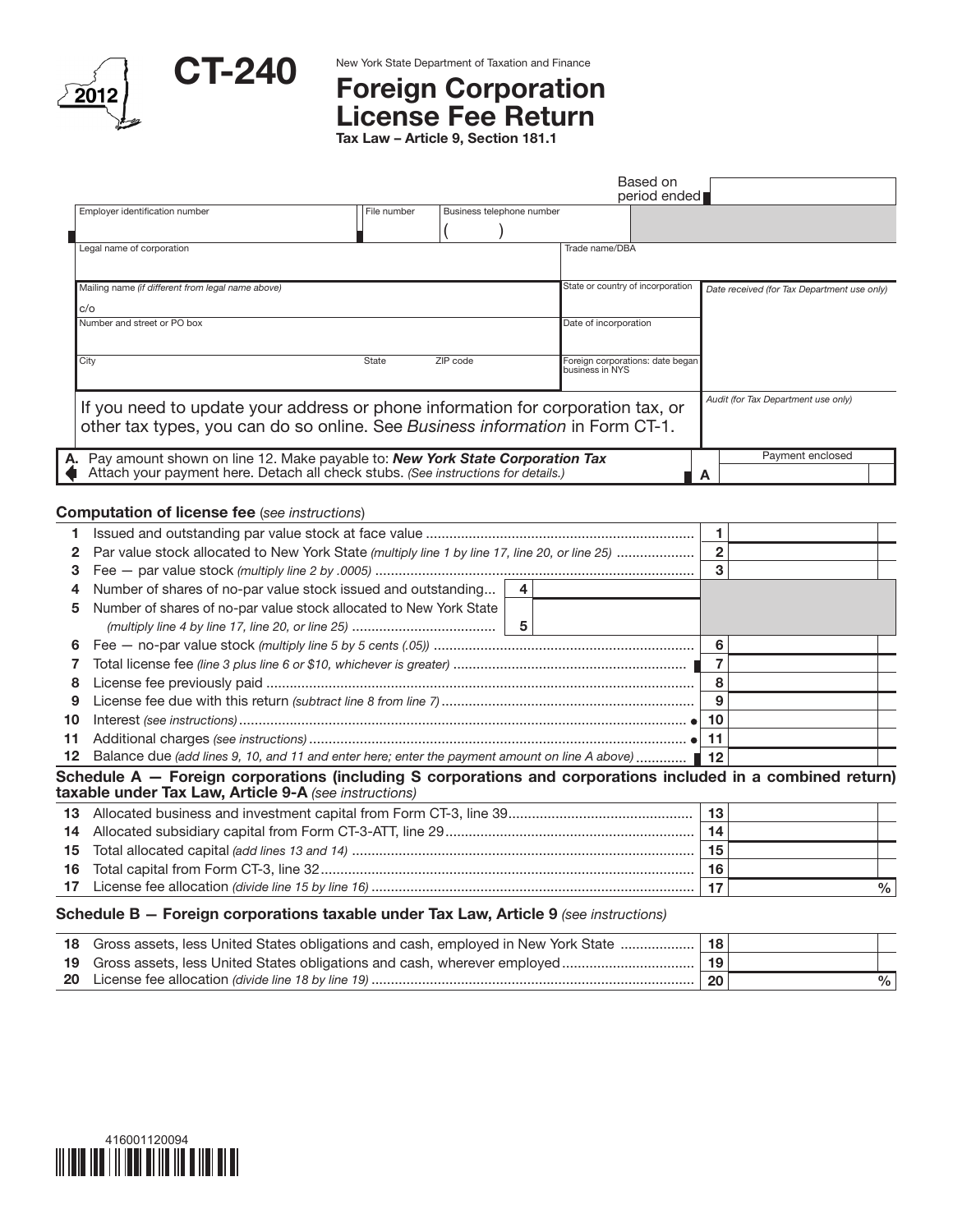# CT-240

2012

New York State Department of Taxation and Finance

## Foreign Corporation License Fee Return

**Tax Law – Article 9, Section 181.1**

Based on period ended

| Employer identification number | File number | Business telephone number ( ) |
|---|---|---|
| Legal name of corporation | | Trade name/DBA |
| Mailing name *(if different from legal name above)* c/o | | State or country of incorporation |
| Number and street or PO box | | Date of incorporation |
| City | State / ZIP code | Foreign corporations: date began business in NYS |

*Date received (for Tax Department use only)*

*Audit (for Tax Department use only)*

If you need to update your address or phone information for corporation tax, or other tax types, you can do so online. See *Business information* in Form CT-1.

**A.** Pay amount shown on line 12. Make payable to: ***New York State Corporation Tax***
Attach your payment here. Detach all check stubs. *(See instructions for details.)* **A** Payment enclosed

### Computation of license fee (*see instructions*)

| | | | |
|---|---|---|---|
| 1 | Issued and outstanding par value stock at face value | 1 | |
| 2 | Par value stock allocated to New York State *(multiply line 1 by line 17, line 20, or line 25)* | 2 | |
| 3 | Fee — par value stock *(multiply line 2 by .0005)* | 3 | |
| 4 | Number of shares of no-par value stock issued and outstanding... 4 | | |
| 5 | Number of shares of no-par value stock allocated to New York State *(multiply line 4 by line 17, line 20, or line 25)* 5 | | |
| 6 | Fee — no-par value stock *(multiply line 5 by 5 cents (.05))* | 6 | |
| 7 | Total license fee *(line 3 plus line 6 or $10, whichever is greater)* | 7 | |
| 8 | License fee previously paid | 8 | |
| 9 | License fee due with this return *(subtract line 8 from line 7)* | 9 | |
| 10 | Interest *(see instructions)* | 10 | |
| 11 | Additional charges *(see instructions)* | 11 | |
| 12 | Balance due *(add lines 9, 10, and 11 and enter here; enter the payment amount on line A above)* | 12 | |

### Schedule A — Foreign corporations (including S corporations and corporations included in a combined return) taxable under Tax Law, Article 9-A *(see instructions)*

| | | | |
|---|---|---|---|
| 13 | Allocated business and investment capital from Form CT-3, line 39 | 13 | |
| 14 | Allocated subsidiary capital from Form CT-3-ATT, line 29 | 14 | |
| 15 | Total allocated capital *(add lines 13 and 14)* | 15 | |
| 16 | Total capital from Form CT-3, line 32 | 16 | |
| 17 | License fee allocation *(divide line 15 by line 16)* | 17 | % |

### Schedule B — Foreign corporations taxable under Tax Law, Article 9 *(see instructions)*

| | | | |
|---|---|---|---|
| 18 | Gross assets, less United States obligations and cash, employed in New York State | 18 | |
| 19 | Gross assets, less United States obligations and cash, wherever employed | 19 | |
| 20 | License fee allocation *(divide line 18 by line 19)* | 20 | % |

416001120094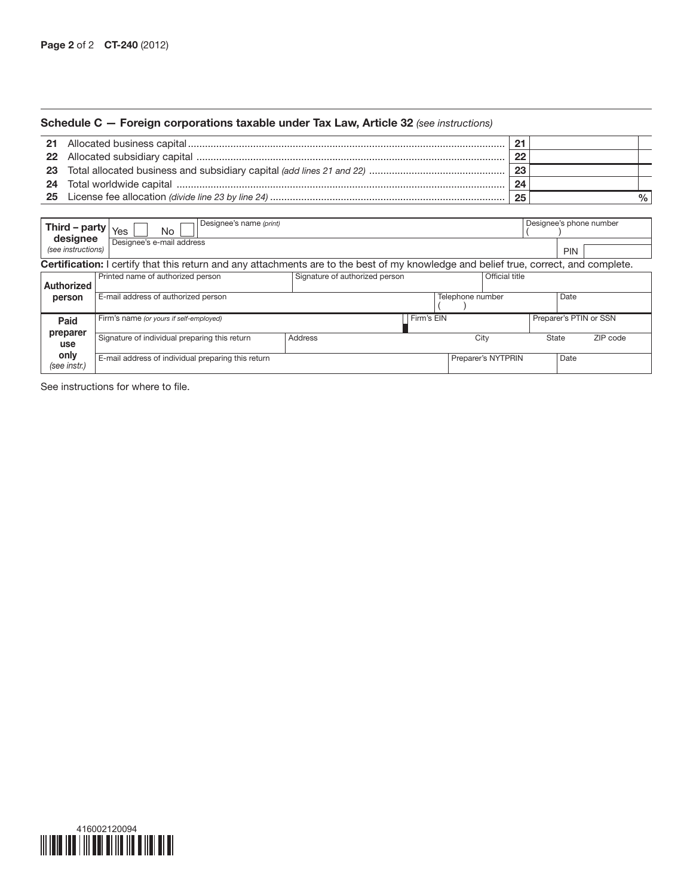## Schedule C — Foreign corporations taxable under Tax Law, Article 32 *(see instructions)*

| | | | |
|---|---|---|---|
| 21 | Allocated business capital | 21 | |
| 22 | Allocated subsidiary capital | 22 | |
| 23 | Total allocated business and subsidiary capital *(add lines 21 and 22)* | 23 | |
| 24 | Total worldwide capital | 24 | |
| 25 | License fee allocation *(divide line 23 by line 24)* | 25 | % |

| | | | |
|---|---|---|---|
| **Third – party designee** *(see instructions)* | Yes ☐ No ☐ | Designee's name *(print)* | Designee's phone number ( ) |
| | Designee's e-mail address | | PIN |

**Certification:** I certify that this return and any attachments are to the best of my knowledge and belief true, correct, and complete.

| | | | | | |
|---|---|---|---|---|---|
| **Authorized person** | Printed name of authorized person | Signature of authorized person | | Official title | |
| | E-mail address of authorized person | | Telephone number ( ) | | Date |
| **Paid preparer use only** *(see instr.)* | Firm's name *(or yours if self-employed)* | | Firm's EIN | | Preparer's PTIN or SSN |
| | Signature of individual preparing this return | Address | City | State | ZIP code |
| | E-mail address of individual preparing this return | | Preparer's NYTPRIN | | Date |

See instructions for where to file.

416002120094